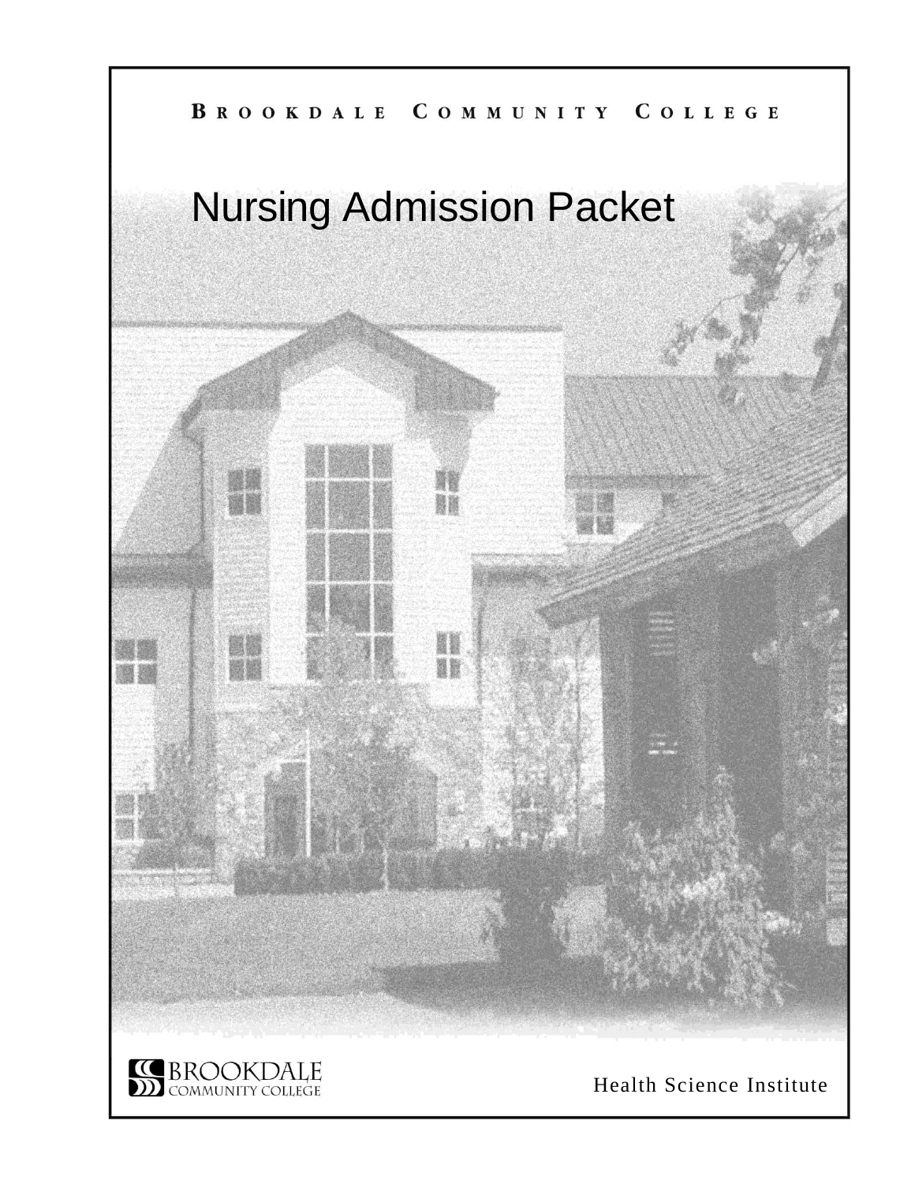BROOKDALE COMMUNITY COLLEGE

# Nursing Admission Packet

BROOKDALE COMMUNITY COLLEGE

Health Science Institute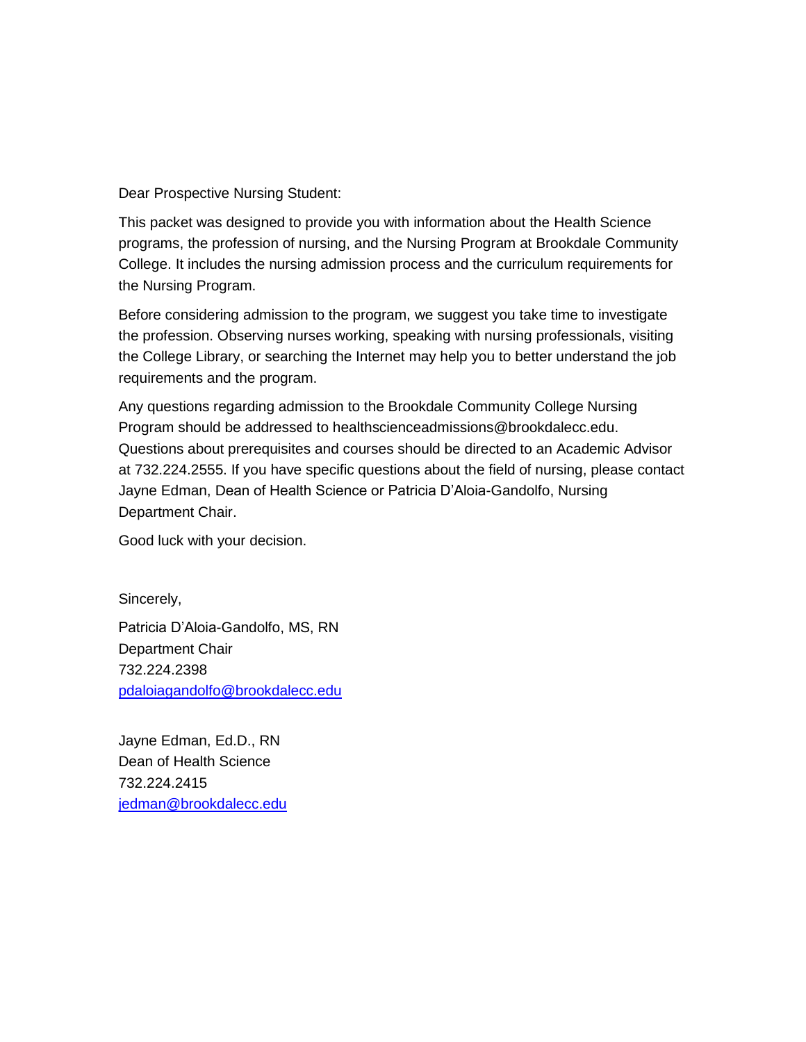Dear Prospective Nursing Student:

This packet was designed to provide you with information about the Health Science programs, the profession of nursing, and the Nursing Program at Brookdale Community College. It includes the nursing admission process and the curriculum requirements for the Nursing Program.

Before considering admission to the program, we suggest you take time to investigate the profession. Observing nurses working, speaking with nursing professionals, visiting the College Library, or searching the Internet may help you to better understand the job requirements and the program.

Any questions regarding admission to the Brookdale Community College Nursing Program should be addressed to healthscienceadmissions@brookdalecc.edu. Questions about prerequisites and courses should be directed to an Academic Advisor at 732.224.2555. If you have specific questions about the field of nursing, please contact Jayne Edman, Dean of Health Science or Patricia D'Aloia-Gandolfo, Nursing Department Chair.

Good luck with your decision.

Sincerely,

Patricia D'Aloia-Gandolfo, MS, RN
Department Chair
732.224.2398
pdaloiagandolfo@brookdalecc.edu

Jayne Edman, Ed.D., RN
Dean of Health Science
732.224.2415
jedman@brookdalecc.edu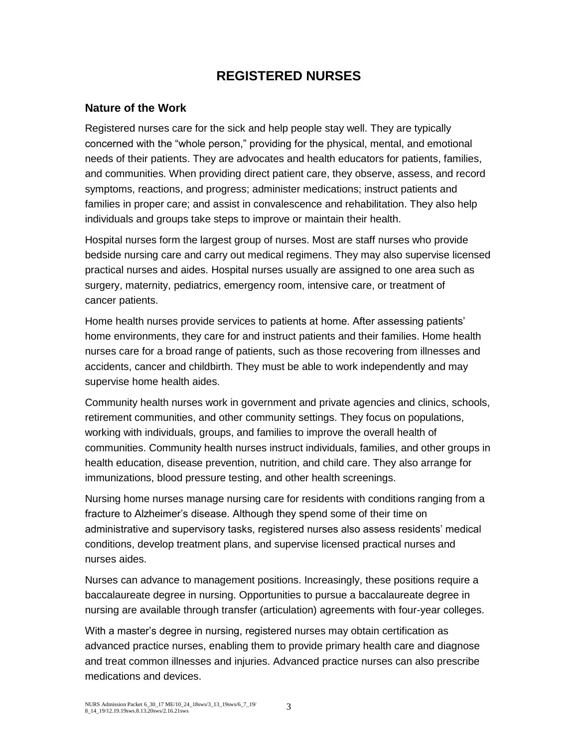# REGISTERED NURSES

## Nature of the Work

Registered nurses care for the sick and help people stay well. They are typically concerned with the “whole person,” providing for the physical, mental, and emotional needs of their patients. They are advocates and health educators for patients, families, and communities. When providing direct patient care, they observe, assess, and record symptoms, reactions, and progress; administer medications; instruct patients and families in proper care; and assist in convalescence and rehabilitation. They also help individuals and groups take steps to improve or maintain their health.

Hospital nurses form the largest group of nurses. Most are staff nurses who provide bedside nursing care and carry out medical regimens. They may also supervise licensed practical nurses and aides. Hospital nurses usually are assigned to one area such as surgery, maternity, pediatrics, emergency room, intensive care, or treatment of cancer patients.

Home health nurses provide services to patients at home. After assessing patients’ home environments, they care for and instruct patients and their families. Home health nurses care for a broad range of patients, such as those recovering from illnesses and accidents, cancer and childbirth. They must be able to work independently and may supervise home health aides.

Community health nurses work in government and private agencies and clinics, schools, retirement communities, and other community settings. They focus on populations, working with individuals, groups, and families to improve the overall health of communities. Community health nurses instruct individuals, families, and other groups in health education, disease prevention, nutrition, and child care. They also arrange for immunizations, blood pressure testing, and other health screenings.

Nursing home nurses manage nursing care for residents with conditions ranging from a fracture to Alzheimer’s disease. Although they spend some of their time on administrative and supervisory tasks, registered nurses also assess residents’ medical conditions, develop treatment plans, and supervise licensed practical nurses and nurses aides.

Nurses can advance to management positions. Increasingly, these positions require a baccalaureate degree in nursing. Opportunities to pursue a baccalaureate degree in nursing are available through transfer (articulation) agreements with four-year colleges.

With a master’s degree in nursing, registered nurses may obtain certification as advanced practice nurses, enabling them to provide primary health care and diagnose and treat common illnesses and injuries. Advanced practice nurses can also prescribe medications and devices.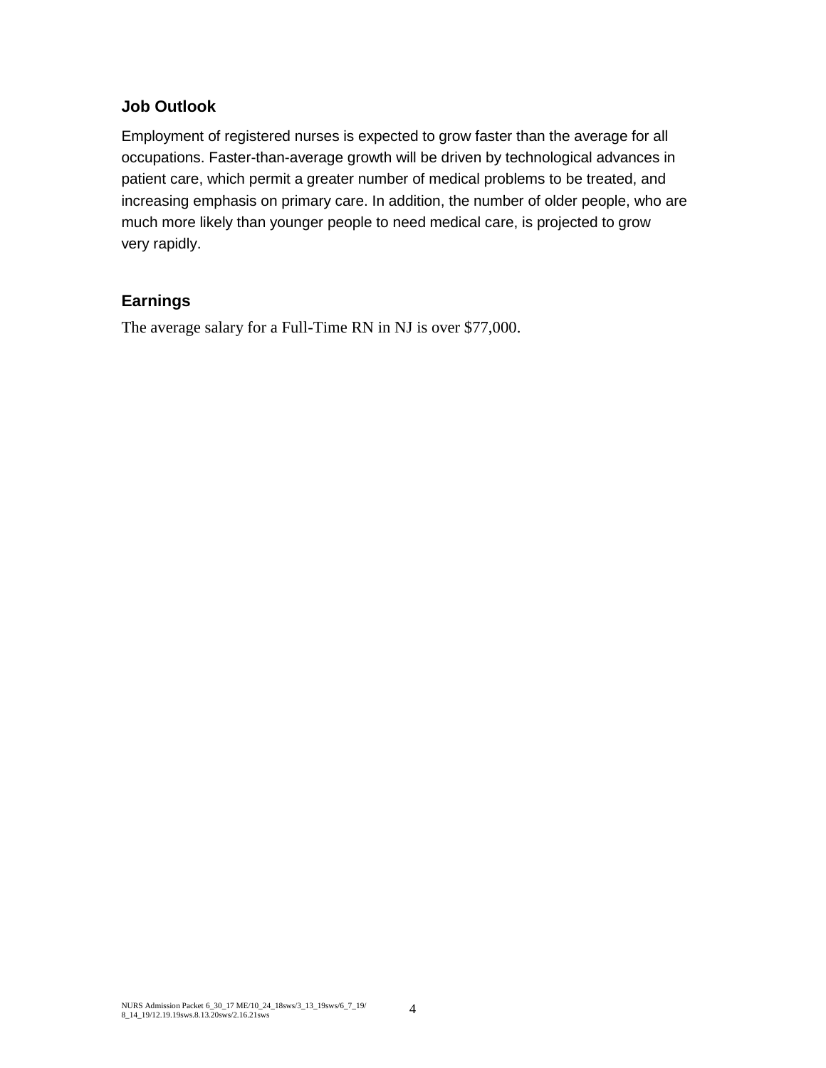## Job Outlook

Employment of registered nurses is expected to grow faster than the average for all occupations. Faster-than-average growth will be driven by technological advances in patient care, which permit a greater number of medical problems to be treated, and increasing emphasis on primary care. In addition, the number of older people, who are much more likely than younger people to need medical care, is projected to grow very rapidly.

## Earnings

The average salary for a Full-Time RN in NJ is over $77,000.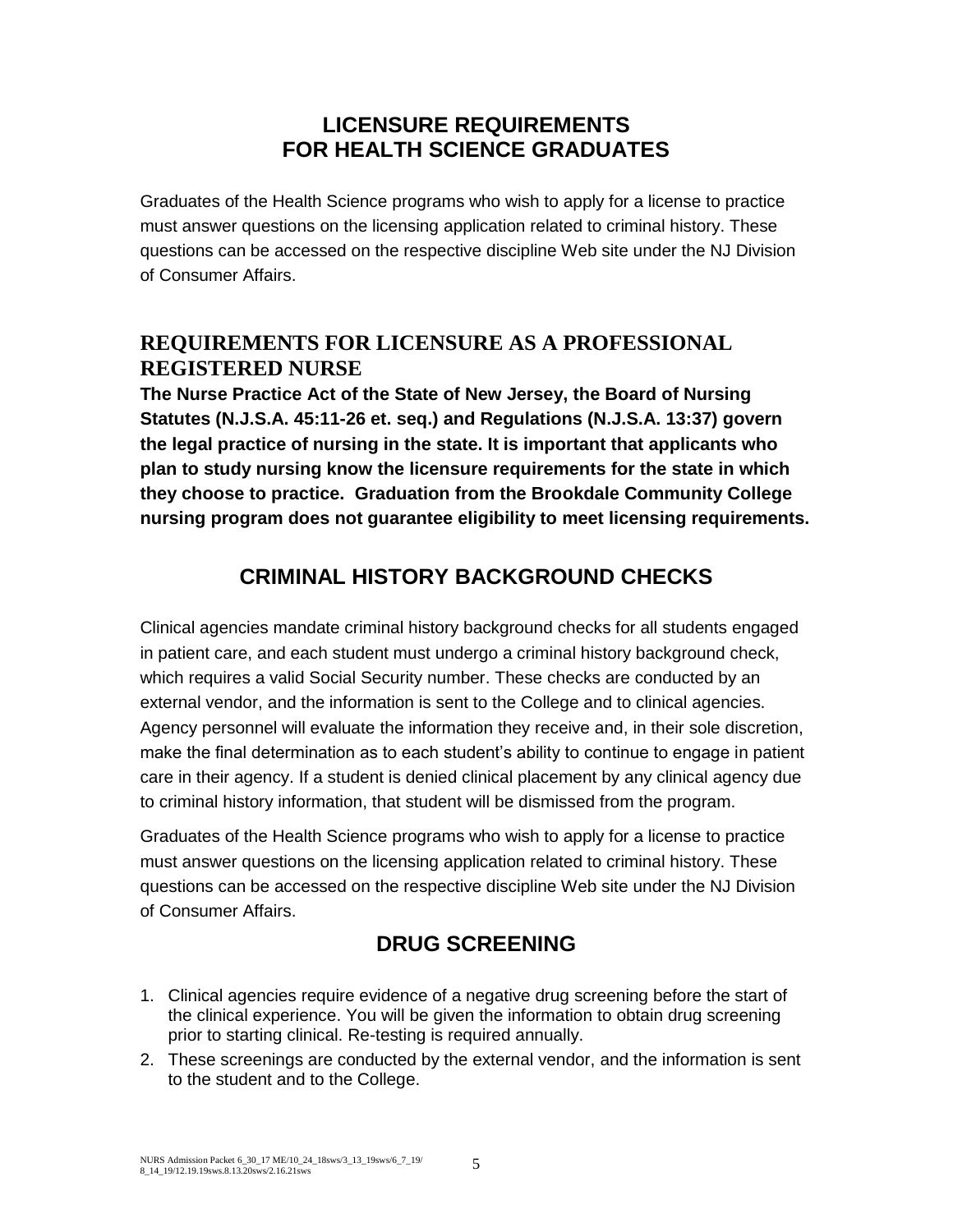# LICENSURE REQUIREMENTS FOR HEALTH SCIENCE GRADUATES

Graduates of the Health Science programs who wish to apply for a license to practice must answer questions on the licensing application related to criminal history. These questions can be accessed on the respective discipline Web site under the NJ Division of Consumer Affairs.

## REQUIREMENTS FOR LICENSURE AS A PROFESSIONAL REGISTERED NURSE

**The Nurse Practice Act of the State of New Jersey, the Board of Nursing Statutes (N.J.S.A. 45:11-26 et. seq.) and Regulations (N.J.S.A. 13:37) govern the legal practice of nursing in the state. It is important that applicants who plan to study nursing know the licensure requirements for the state in which they choose to practice. Graduation from the Brookdale Community College nursing program does not guarantee eligibility to meet licensing requirements.**

# CRIMINAL HISTORY BACKGROUND CHECKS

Clinical agencies mandate criminal history background checks for all students engaged in patient care, and each student must undergo a criminal history background check, which requires a valid Social Security number. These checks are conducted by an external vendor, and the information is sent to the College and to clinical agencies. Agency personnel will evaluate the information they receive and, in their sole discretion, make the final determination as to each student's ability to continue to engage in patient care in their agency. If a student is denied clinical placement by any clinical agency due to criminal history information, that student will be dismissed from the program.

Graduates of the Health Science programs who wish to apply for a license to practice must answer questions on the licensing application related to criminal history. These questions can be accessed on the respective discipline Web site under the NJ Division of Consumer Affairs.

# DRUG SCREENING

1. Clinical agencies require evidence of a negative drug screening before the start of the clinical experience. You will be given the information to obtain drug screening prior to starting clinical. Re-testing is required annually.
2. These screenings are conducted by the external vendor, and the information is sent to the student and to the College.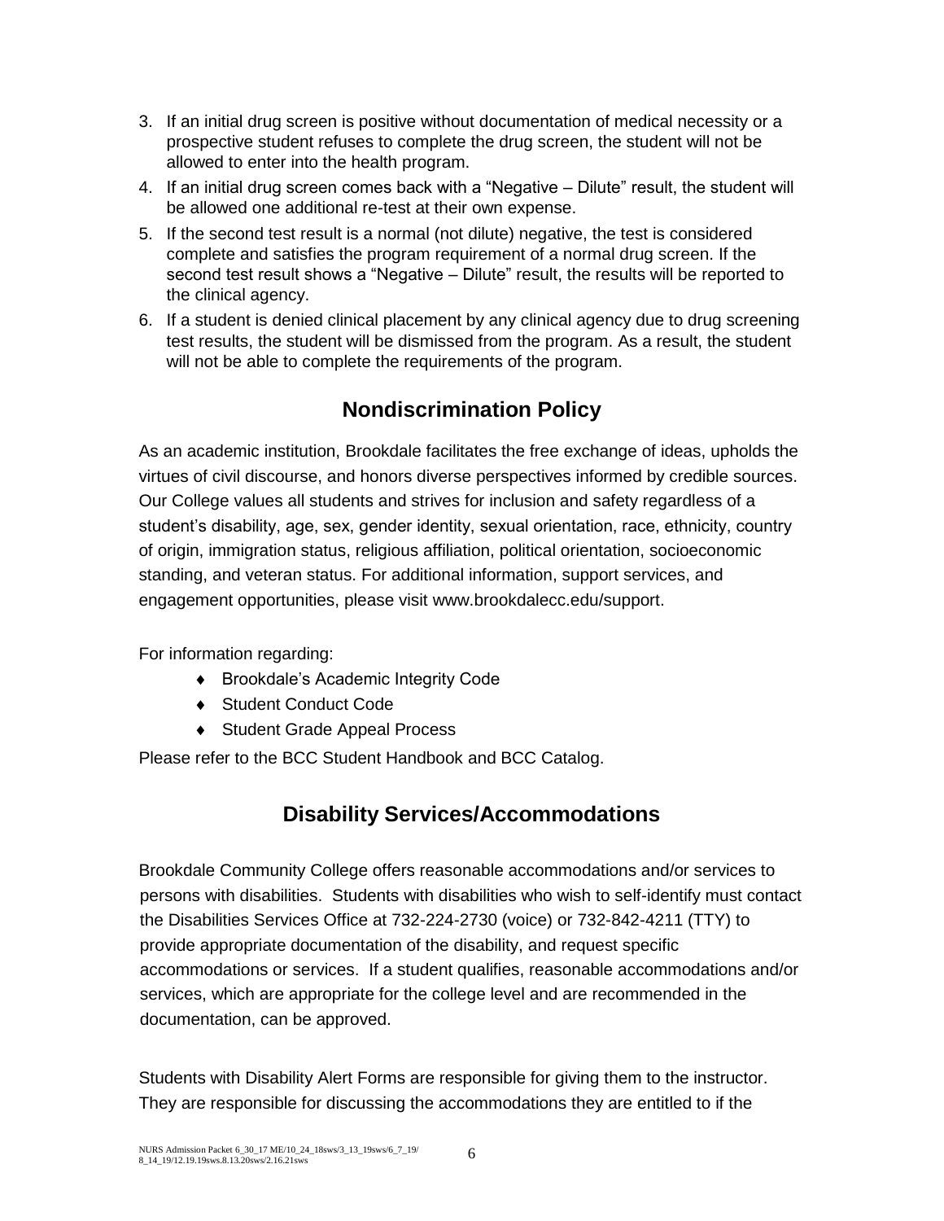3. If an initial drug screen is positive without documentation of medical necessity or a prospective student refuses to complete the drug screen, the student will not be allowed to enter into the health program.
4. If an initial drug screen comes back with a "Negative – Dilute" result, the student will be allowed one additional re-test at their own expense.
5. If the second test result is a normal (not dilute) negative, the test is considered complete and satisfies the program requirement of a normal drug screen. If the second test result shows a "Negative – Dilute" result, the results will be reported to the clinical agency.
6. If a student is denied clinical placement by any clinical agency due to drug screening test results, the student will be dismissed from the program. As a result, the student will not be able to complete the requirements of the program.

## Nondiscrimination Policy

As an academic institution, Brookdale facilitates the free exchange of ideas, upholds the virtues of civil discourse, and honors diverse perspectives informed by credible sources. Our College values all students and strives for inclusion and safety regardless of a student's disability, age, sex, gender identity, sexual orientation, race, ethnicity, country of origin, immigration status, religious affiliation, political orientation, socioeconomic standing, and veteran status. For additional information, support services, and engagement opportunities, please visit www.brookdalecc.edu/support.

For information regarding:

- Brookdale's Academic Integrity Code
- Student Conduct Code
- Student Grade Appeal Process

Please refer to the BCC Student Handbook and BCC Catalog.

## Disability Services/Accommodations

Brookdale Community College offers reasonable accommodations and/or services to persons with disabilities. Students with disabilities who wish to self-identify must contact the Disabilities Services Office at 732-224-2730 (voice) or 732-842-4211 (TTY) to provide appropriate documentation of the disability, and request specific accommodations or services. If a student qualifies, reasonable accommodations and/or services, which are appropriate for the college level and are recommended in the documentation, can be approved.

Students with Disability Alert Forms are responsible for giving them to the instructor. They are responsible for discussing the accommodations they are entitled to if the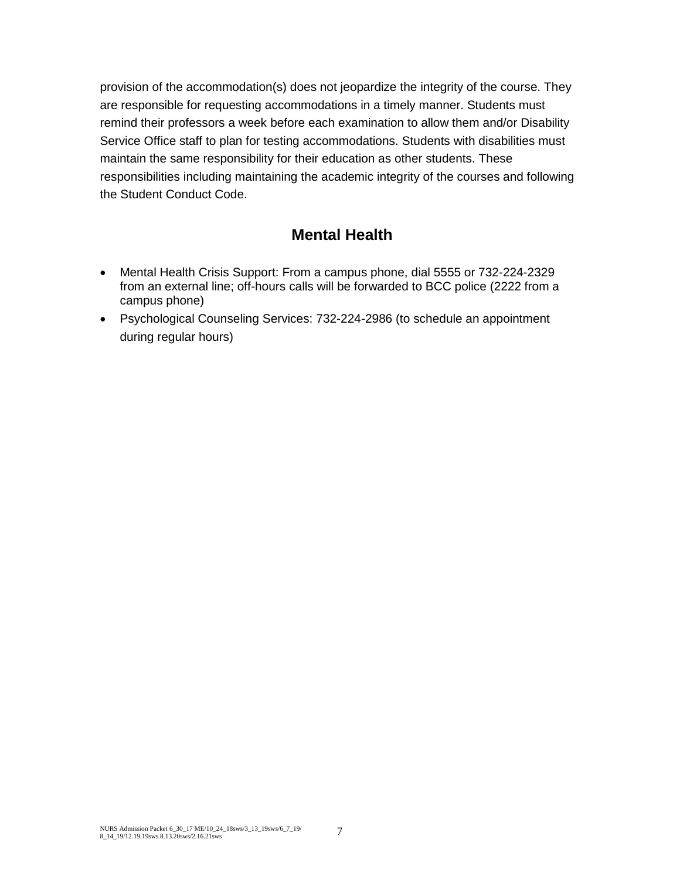provision of the accommodation(s) does not jeopardize the integrity of the course. They are responsible for requesting accommodations in a timely manner. Students must remind their professors a week before each examination to allow them and/or Disability Service Office staff to plan for testing accommodations. Students with disabilities must maintain the same responsibility for their education as other students. These responsibilities including maintaining the academic integrity of the courses and following the Student Conduct Code.

## Mental Health

- Mental Health Crisis Support: From a campus phone, dial 5555 or 732-224-2329 from an external line; off-hours calls will be forwarded to BCC police (2222 from a campus phone)
- Psychological Counseling Services: 732-224-2986 (to schedule an appointment during regular hours)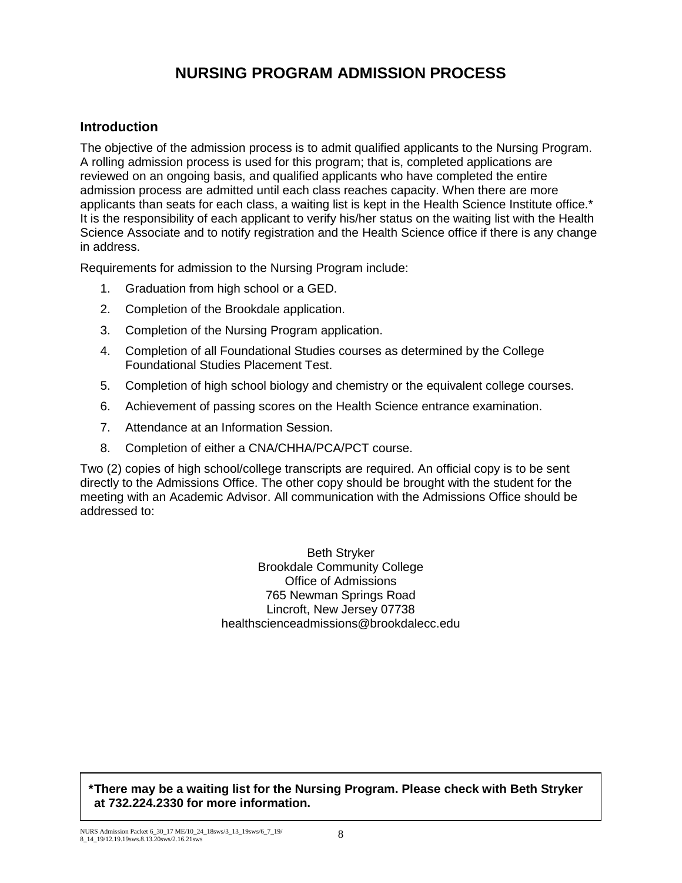# NURSING PROGRAM ADMISSION PROCESS

## Introduction

The objective of the admission process is to admit qualified applicants to the Nursing Program. A rolling admission process is used for this program; that is, completed applications are reviewed on an ongoing basis, and qualified applicants who have completed the entire admission process are admitted until each class reaches capacity. When there are more applicants than seats for each class, a waiting list is kept in the Health Science Institute office.* It is the responsibility of each applicant to verify his/her status on the waiting list with the Health Science Associate and to notify registration and the Health Science office if there is any change in address.

Requirements for admission to the Nursing Program include:

1. Graduation from high school or a GED.
2. Completion of the Brookdale application.
3. Completion of the Nursing Program application.
4. Completion of all Foundational Studies courses as determined by the College Foundational Studies Placement Test.
5. Completion of high school biology and chemistry or the equivalent college courses.
6. Achievement of passing scores on the Health Science entrance examination.
7. Attendance at an Information Session.
8. Completion of either a CNA/CHHA/PCA/PCT course.

Two (2) copies of high school/college transcripts are required. An official copy is to be sent directly to the Admissions Office. The other copy should be brought with the student for the meeting with an Academic Advisor. All communication with the Admissions Office should be addressed to:

Beth Stryker
Brookdale Community College
Office of Admissions
765 Newman Springs Road
Lincroft, New Jersey 07738
healthscienceadmissions@brookdalecc.edu

**\*There may be a waiting list for the Nursing Program. Please check with Beth Stryker at 732.224.2330 for more information.**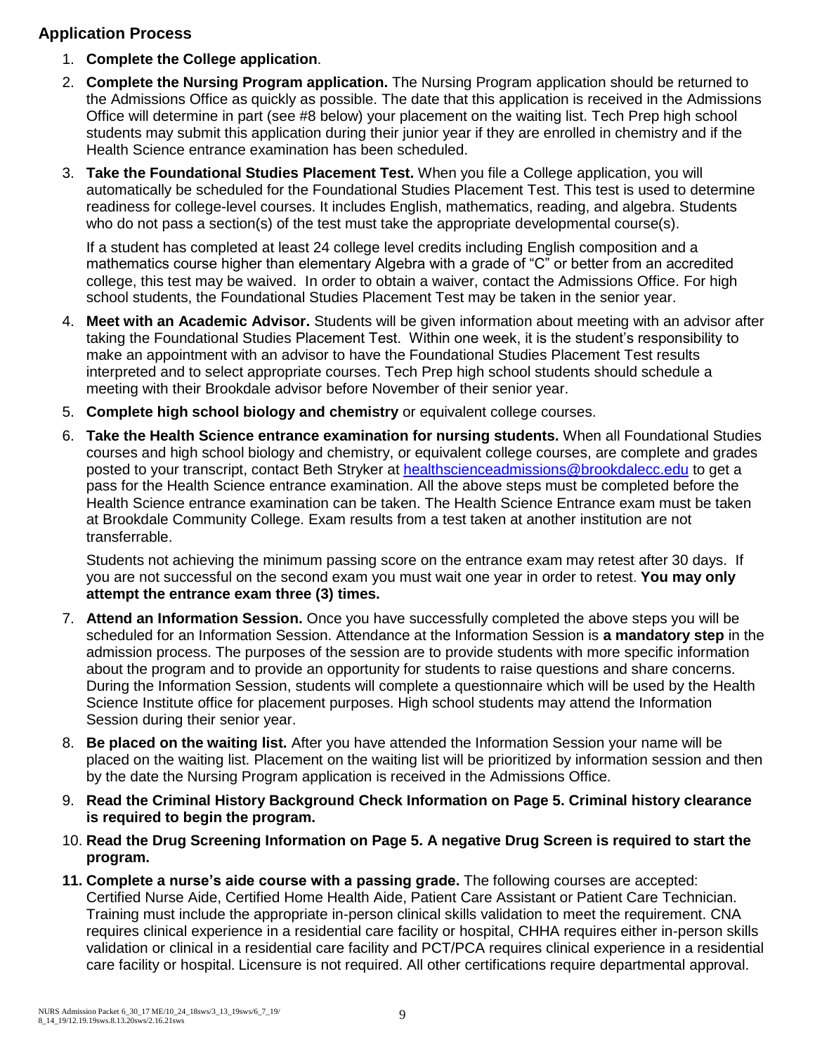## Application Process

1. **Complete the College application**.
2. **Complete the Nursing Program application.** The Nursing Program application should be returned to the Admissions Office as quickly as possible. The date that this application is received in the Admissions Office will determine in part (see #8 below) your placement on the waiting list. Tech Prep high school students may submit this application during their junior year if they are enrolled in chemistry and if the Health Science entrance examination has been scheduled.
3. **Take the Foundational Studies Placement Test.** When you file a College application, you will automatically be scheduled for the Foundational Studies Placement Test. This test is used to determine readiness for college-level courses. It includes English, mathematics, reading, and algebra. Students who do not pass a section(s) of the test must take the appropriate developmental course(s).

   If a student has completed at least 24 college level credits including English composition and a mathematics course higher than elementary Algebra with a grade of "C" or better from an accredited college, this test may be waived. In order to obtain a waiver, contact the Admissions Office. For high school students, the Foundational Studies Placement Test may be taken in the senior year.
4. **Meet with an Academic Advisor.** Students will be given information about meeting with an advisor after taking the Foundational Studies Placement Test. Within one week, it is the student's responsibility to make an appointment with an advisor to have the Foundational Studies Placement Test results interpreted and to select appropriate courses. Tech Prep high school students should schedule a meeting with their Brookdale advisor before November of their senior year.
5. **Complete high school biology and chemistry** or equivalent college courses.
6. **Take the Health Science entrance examination for nursing students.** When all Foundational Studies courses and high school biology and chemistry, or equivalent college courses, are complete and grades posted to your transcript, contact Beth Stryker at healthscienceadmissions@brookdalecc.edu to get a pass for the Health Science entrance examination. All the above steps must be completed before the Health Science entrance examination can be taken. The Health Science Entrance exam must be taken at Brookdale Community College. Exam results from a test taken at another institution are not transferrable.

   Students not achieving the minimum passing score on the entrance exam may retest after 30 days. If you are not successful on the second exam you must wait one year in order to retest. **You may only attempt the entrance exam three (3) times.**
7. **Attend an Information Session.** Once you have successfully completed the above steps you will be scheduled for an Information Session. Attendance at the Information Session is **a mandatory step** in the admission process. The purposes of the session are to provide students with more specific information about the program and to provide an opportunity for students to raise questions and share concerns. During the Information Session, students will complete a questionnaire which will be used by the Health Science Institute office for placement purposes. High school students may attend the Information Session during their senior year.
8. **Be placed on the waiting list.** After you have attended the Information Session your name will be placed on the waiting list. Placement on the waiting list will be prioritized by information session and then by the date the Nursing Program application is received in the Admissions Office.
9. **Read the Criminal History Background Check Information on Page 5. Criminal history clearance is required to begin the program.**
10. **Read the Drug Screening Information on Page 5. A negative Drug Screen is required to start the program.**
11. **Complete a nurse's aide course with a passing grade.** The following courses are accepted: Certified Nurse Aide, Certified Home Health Aide, Patient Care Assistant or Patient Care Technician. Training must include the appropriate in-person clinical skills validation to meet the requirement. CNA requires clinical experience in a residential care facility or hospital, CHHA requires either in-person skills validation or clinical in a residential care facility and PCT/PCA requires clinical experience in a residential care facility or hospital. Licensure is not required. All other certifications require departmental approval.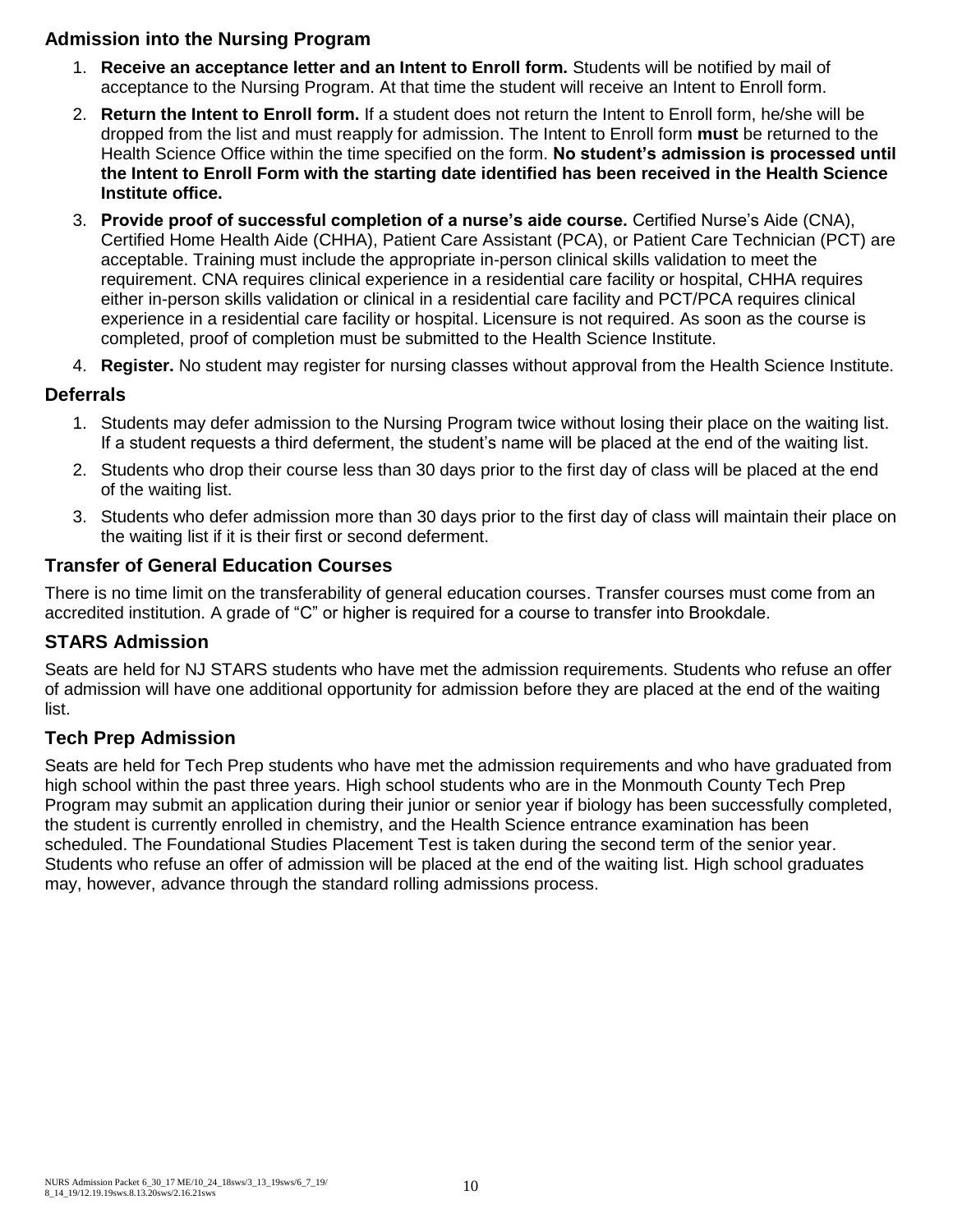## Admission into the Nursing Program

1. **Receive an acceptance letter and an Intent to Enroll form.** Students will be notified by mail of acceptance to the Nursing Program. At that time the student will receive an Intent to Enroll form.
2. **Return the Intent to Enroll form.** If a student does not return the Intent to Enroll form, he/she will be dropped from the list and must reapply for admission. The Intent to Enroll form **must** be returned to the Health Science Office within the time specified on the form. **No student's admission is processed until the Intent to Enroll Form with the starting date identified has been received in the Health Science Institute office.**
3. **Provide proof of successful completion of a nurse's aide course.** Certified Nurse's Aide (CNA), Certified Home Health Aide (CHHA), Patient Care Assistant (PCA), or Patient Care Technician (PCT) are acceptable. Training must include the appropriate in-person clinical skills validation to meet the requirement. CNA requires clinical experience in a residential care facility or hospital, CHHA requires either in-person skills validation or clinical in a residential care facility and PCT/PCA requires clinical experience in a residential care facility or hospital. Licensure is not required. As soon as the course is completed, proof of completion must be submitted to the Health Science Institute.
4. **Register.** No student may register for nursing classes without approval from the Health Science Institute.

## Deferrals

1. Students may defer admission to the Nursing Program twice without losing their place on the waiting list. If a student requests a third deferment, the student's name will be placed at the end of the waiting list.
2. Students who drop their course less than 30 days prior to the first day of class will be placed at the end of the waiting list.
3. Students who defer admission more than 30 days prior to the first day of class will maintain their place on the waiting list if it is their first or second deferment.

## Transfer of General Education Courses

There is no time limit on the transferability of general education courses. Transfer courses must come from an accredited institution. A grade of "C" or higher is required for a course to transfer into Brookdale.

## STARS Admission

Seats are held for NJ STARS students who have met the admission requirements. Students who refuse an offer of admission will have one additional opportunity for admission before they are placed at the end of the waiting list.

## Tech Prep Admission

Seats are held for Tech Prep students who have met the admission requirements and who have graduated from high school within the past three years. High school students who are in the Monmouth County Tech Prep Program may submit an application during their junior or senior year if biology has been successfully completed, the student is currently enrolled in chemistry, and the Health Science entrance examination has been scheduled. The Foundational Studies Placement Test is taken during the second term of the senior year. Students who refuse an offer of admission will be placed at the end of the waiting list. High school graduates may, however, advance through the standard rolling admissions process.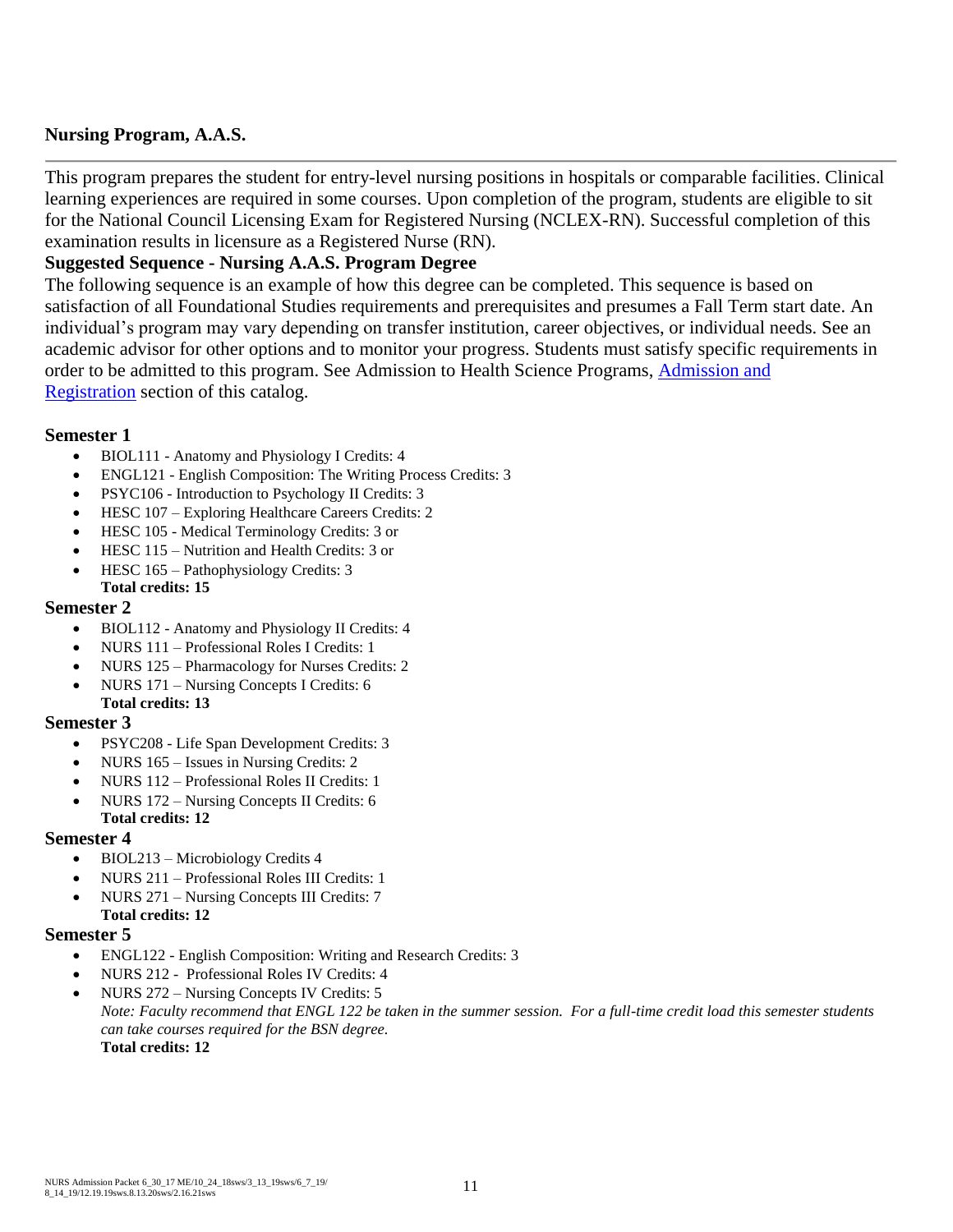## Nursing Program, A.A.S.

---

This program prepares the student for entry-level nursing positions in hospitals or comparable facilities. Clinical learning experiences are required in some courses. Upon completion of the program, students are eligible to sit for the National Council Licensing Exam for Registered Nursing (NCLEX-RN). Successful completion of this examination results in licensure as a Registered Nurse (RN).

**Suggested Sequence - Nursing A.A.S. Program Degree**

The following sequence is an example of how this degree can be completed. This sequence is based on satisfaction of all Foundational Studies requirements and prerequisites and presumes a Fall Term start date. An individual's program may vary depending on transfer institution, career objectives, or individual needs. See an academic advisor for other options and to monitor your progress. Students must satisfy specific requirements in order to be admitted to this program. See Admission to Health Science Programs, Admission and Registration section of this catalog.

### Semester 1

- BIOL111 - Anatomy and Physiology I Credits: 4
- ENGL121 - English Composition: The Writing Process Credits: 3
- PSYC106 - Introduction to Psychology II Credits: 3
- HESC 107 – Exploring Healthcare Careers Credits: 2
- HESC 105 - Medical Terminology Credits: 3 or
- HESC 115 – Nutrition and Health Credits: 3 or
- HESC 165 – Pathophysiology Credits: 3

  **Total credits: 15**

### Semester 2

- BIOL112 - Anatomy and Physiology II Credits: 4
- NURS 111 – Professional Roles I Credits: 1
- NURS 125 – Pharmacology for Nurses Credits: 2
- NURS 171 – Nursing Concepts I Credits: 6

  **Total credits: 13**

### Semester 3

- PSYC208 - Life Span Development Credits: 3
- NURS 165 – Issues in Nursing Credits: 2
- NURS 112 – Professional Roles II Credits: 1
- NURS 172 – Nursing Concepts II Credits: 6

  **Total credits: 12**

### Semester 4

- BIOL213 – Microbiology Credits 4
- NURS 211 – Professional Roles III Credits: 1
- NURS 271 – Nursing Concepts III Credits: 7

  **Total credits: 12**

### Semester 5

- ENGL122 - English Composition: Writing and Research Credits: 3
- NURS 212 - Professional Roles IV Credits: 4
- NURS 272 – Nursing Concepts IV Credits: 5

  *Note: Faculty recommend that ENGL 122 be taken in the summer session. For a full-time credit load this semester students can take courses required for the BSN degree.*

  **Total credits: 12**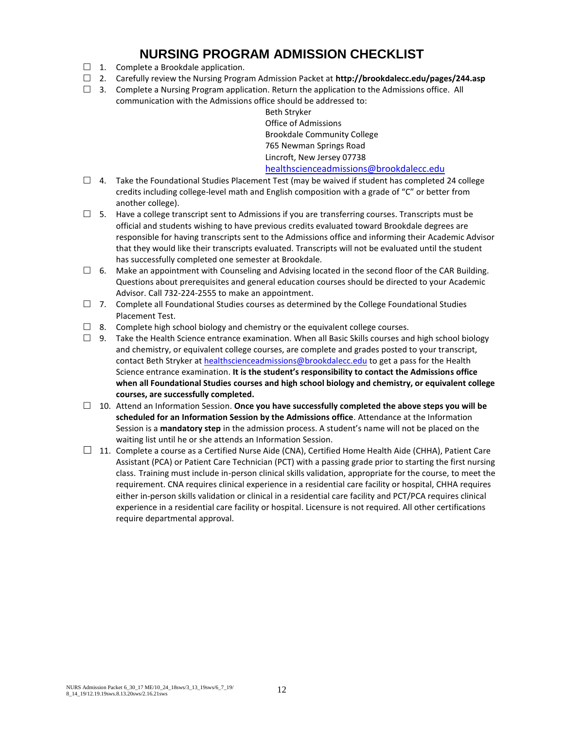# NURSING PROGRAM ADMISSION CHECKLIST

☐ 1. Complete a Brookdale application.

☐ 2. Carefully review the Nursing Program Admission Packet at **http://brookdalecc.edu/pages/244.asp**

☐ 3. Complete a Nursing Program application. Return the application to the Admissions office. All communication with the Admissions office should be addressed to:

Beth Stryker
Office of Admissions
Brookdale Community College
765 Newman Springs Road
Lincroft, New Jersey 07738
healthscienceadmissions@brookdalecc.edu

☐ 4. Take the Foundational Studies Placement Test (may be waived if student has completed 24 college credits including college-level math and English composition with a grade of "C" or better from another college).

☐ 5. Have a college transcript sent to Admissions if you are transferring courses. Transcripts must be official and students wishing to have previous credits evaluated toward Brookdale degrees are responsible for having transcripts sent to the Admissions office and informing their Academic Advisor that they would like their transcripts evaluated. Transcripts will not be evaluated until the student has successfully completed one semester at Brookdale.

☐ 6. Make an appointment with Counseling and Advising located in the second floor of the CAR Building. Questions about prerequisites and general education courses should be directed to your Academic Advisor. Call 732-224-2555 to make an appointment.

☐ 7. Complete all Foundational Studies courses as determined by the College Foundational Studies Placement Test.

☐ 8. Complete high school biology and chemistry or the equivalent college courses.

☐ 9. Take the Health Science entrance examination. When all Basic Skills courses and high school biology and chemistry, or equivalent college courses, are complete and grades posted to your transcript, contact Beth Stryker at healthscienceadmissions@brookdalecc.edu to get a pass for the Health Science entrance examination. **It is the student's responsibility to contact the Admissions office when all Foundational Studies courses and high school biology and chemistry, or equivalent college courses, are successfully completed.**

☐ 10. Attend an Information Session. **Once you have successfully completed the above steps you will be scheduled for an Information Session by the Admissions office**. Attendance at the Information Session is a **mandatory step** in the admission process. A student's name will not be placed on the waiting list until he or she attends an Information Session.

☐ 11. Complete a course as a Certified Nurse Aide (CNA), Certified Home Health Aide (CHHA), Patient Care Assistant (PCA) or Patient Care Technician (PCT) with a passing grade prior to starting the first nursing class. Training must include in-person clinical skills validation, appropriate for the course, to meet the requirement. CNA requires clinical experience in a residential care facility or hospital, CHHA requires either in-person skills validation or clinical in a residential care facility and PCT/PCA requires clinical experience in a residential care facility or hospital. Licensure is not required. All other certifications require departmental approval.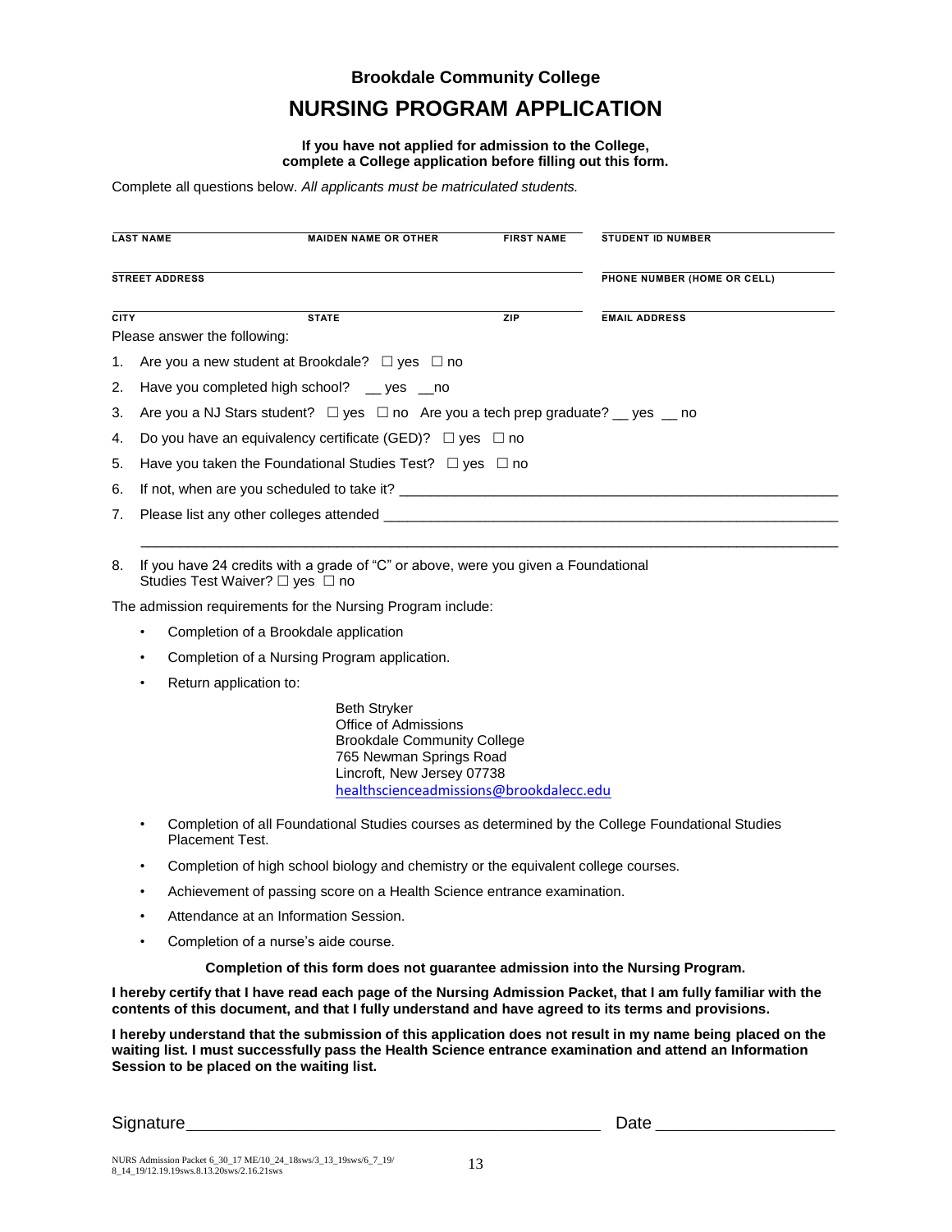**Brookdale Community College**

# NURSING PROGRAM APPLICATION

**If you have not applied for admission to the College, complete a College application before filling out this form.**

Complete all questions below. *All applicants must be matriculated students.*

| LAST NAME | MAIDEN NAME OR OTHER | FIRST NAME | STUDENT ID NUMBER |
|---|---|---|---|
| STREET ADDRESS | | | PHONE NUMBER (HOME OR CELL) |
| CITY | STATE | ZIP | EMAIL ADDRESS |

Please answer the following:

1. Are you a new student at Brookdale? ☐ yes ☐ no
2. Have you completed high school? __ yes __no
3. Are you a NJ Stars student? ☐ yes ☐ no Are you a tech prep graduate? __ yes __ no
4. Do you have an equivalency certificate (GED)? ☐ yes ☐ no
5. Have you taken the Foundational Studies Test? ☐ yes ☐ no
6. If not, when are you scheduled to take it? ____________________________________________
7. Please list any other colleges attended ____________________________________________

   ____________________________________________________________________________
8. If you have 24 credits with a grade of "C" or above, were you given a Foundational Studies Test Waiver? ☐ yes ☐ no

The admission requirements for the Nursing Program include:

- Completion of a Brookdale application
- Completion of a Nursing Program application.
- Return application to:

  Beth Stryker
  Office of Admissions
  Brookdale Community College
  765 Newman Springs Road
  Lincroft, New Jersey 07738
  healthscienceadmissions@brookdalecc.edu

- Completion of all Foundational Studies courses as determined by the College Foundational Studies Placement Test.
- Completion of high school biology and chemistry or the equivalent college courses.
- Achievement of passing score on a Health Science entrance examination.
- Attendance at an Information Session.
- Completion of a nurse's aide course.

**Completion of this form does not guarantee admission into the Nursing Program.**

**I hereby certify that I have read each page of the Nursing Admission Packet, that I am fully familiar with the contents of this document, and that I fully understand and have agreed to its terms and provisions.**

**I hereby understand that the submission of this application does not result in my name being placed on the waiting list. I must successfully pass the Health Science entrance examination and attend an Information Session to be placed on the waiting list.**

Signature______________________________________________ Date ___________________

NURS Admission Packet 6_30_17 ME/10_24_18sws/3_13_19sws/6_7_19/ 8_14_19/12.19.19sws.8.13.20sws/2.16.21sws